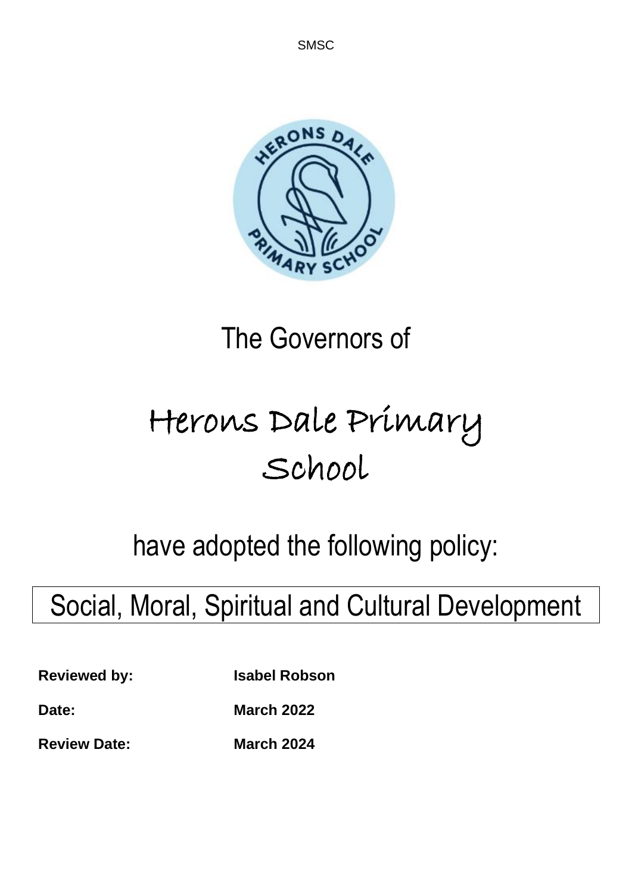The Governors of

# Herons Dale Primary School

have adopted the following policy:

## Social, Moral, Spiritual and Cultural Development

**Reviewed by:** **Isabel Robson**

**Date:** **March 2022**

**Review Date:** **March 2024**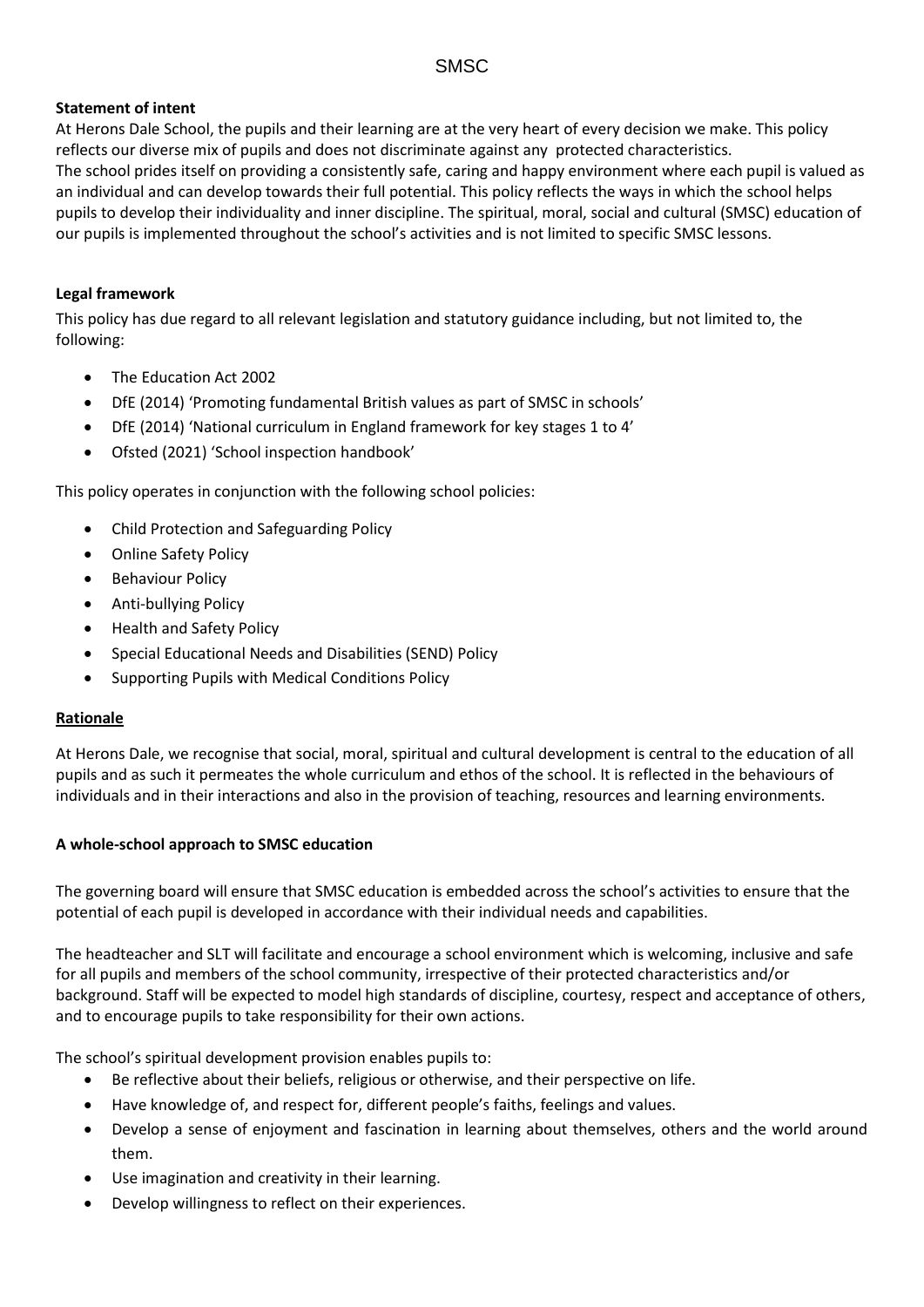SMSC

**Statement of intent**

At Herons Dale School, the pupils and their learning are at the very heart of every decision we make. This policy reflects our diverse mix of pupils and does not discriminate against any protected characteristics.

The school prides itself on providing a consistently safe, caring and happy environment where each pupil is valued as an individual and can develop towards their full potential. This policy reflects the ways in which the school helps pupils to develop their individuality and inner discipline. The spiritual, moral, social and cultural (SMSC) education of our pupils is implemented throughout the school's activities and is not limited to specific SMSC lessons.

**Legal framework**

This policy has due regard to all relevant legislation and statutory guidance including, but not limited to, the following:

- The Education Act 2002
- DfE (2014) 'Promoting fundamental British values as part of SMSC in schools'
- DfE (2014) 'National curriculum in England framework for key stages 1 to 4'
- Ofsted (2021) 'School inspection handbook'

This policy operates in conjunction with the following school policies:

- Child Protection and Safeguarding Policy
- Online Safety Policy
- Behaviour Policy
- Anti-bullying Policy
- Health and Safety Policy
- Special Educational Needs and Disabilities (SEND) Policy
- Supporting Pupils with Medical Conditions Policy

**Rationale**

At Herons Dale, we recognise that social, moral, spiritual and cultural development is central to the education of all pupils and as such it permeates the whole curriculum and ethos of the school. It is reflected in the behaviours of individuals and in their interactions and also in the provision of teaching, resources and learning environments.

**A whole-school approach to SMSC education**

The governing board will ensure that SMSC education is embedded across the school's activities to ensure that the potential of each pupil is developed in accordance with their individual needs and capabilities.

The headteacher and SLT will facilitate and encourage a school environment which is welcoming, inclusive and safe for all pupils and members of the school community, irrespective of their protected characteristics and/or background. Staff will be expected to model high standards of discipline, courtesy, respect and acceptance of others, and to encourage pupils to take responsibility for their own actions.

The school's spiritual development provision enables pupils to:

- Be reflective about their beliefs, religious or otherwise, and their perspective on life.
- Have knowledge of, and respect for, different people's faiths, feelings and values.
- Develop a sense of enjoyment and fascination in learning about themselves, others and the world around them.
- Use imagination and creativity in their learning.
- Develop willingness to reflect on their experiences.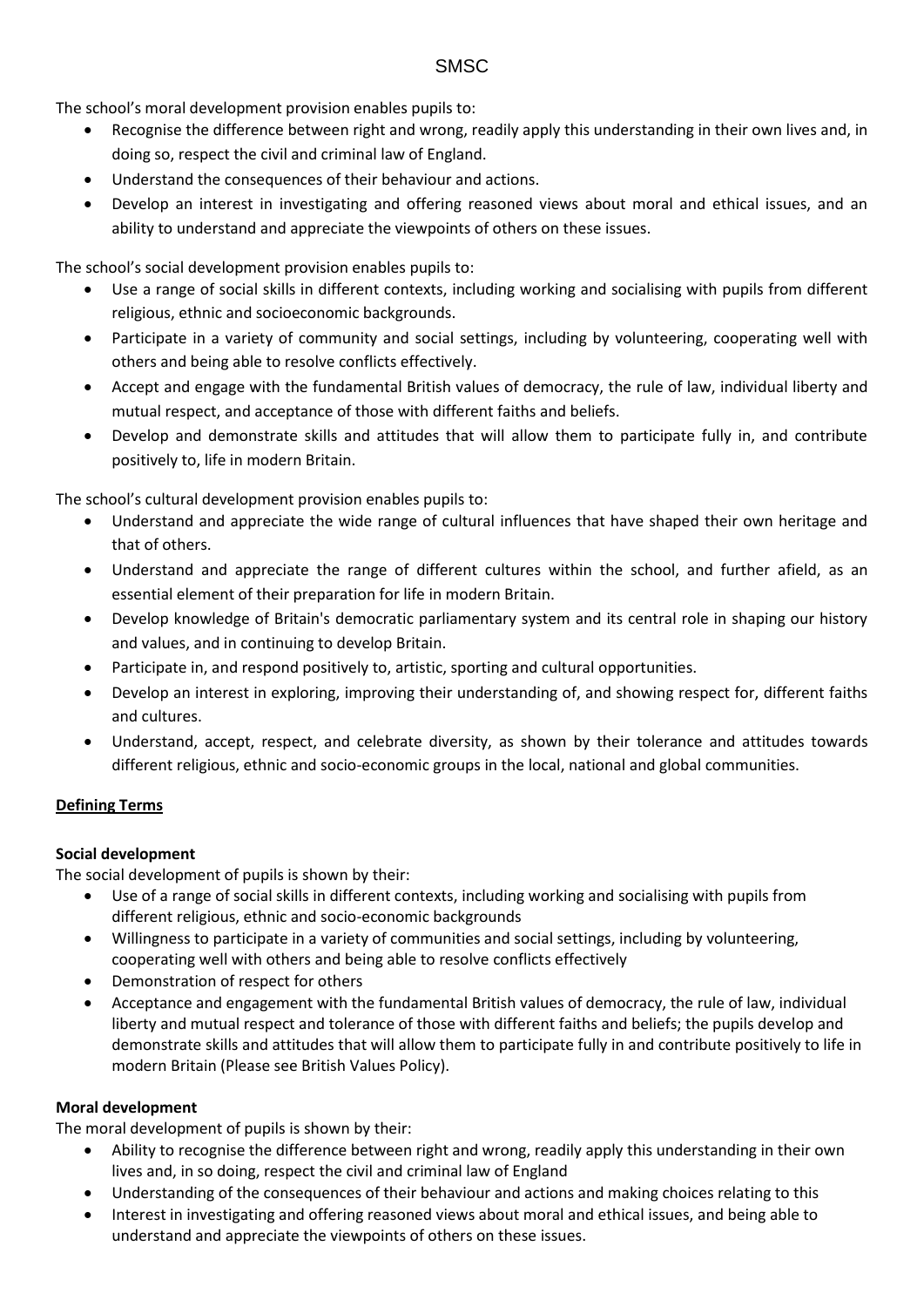The school's moral development provision enables pupils to:

- Recognise the difference between right and wrong, readily apply this understanding in their own lives and, in doing so, respect the civil and criminal law of England.
- Understand the consequences of their behaviour and actions.
- Develop an interest in investigating and offering reasoned views about moral and ethical issues, and an ability to understand and appreciate the viewpoints of others on these issues.

The school's social development provision enables pupils to:

- Use a range of social skills in different contexts, including working and socialising with pupils from different religious, ethnic and socioeconomic backgrounds.
- Participate in a variety of community and social settings, including by volunteering, cooperating well with others and being able to resolve conflicts effectively.
- Accept and engage with the fundamental British values of democracy, the rule of law, individual liberty and mutual respect, and acceptance of those with different faiths and beliefs.
- Develop and demonstrate skills and attitudes that will allow them to participate fully in, and contribute positively to, life in modern Britain.

The school's cultural development provision enables pupils to:

- Understand and appreciate the wide range of cultural influences that have shaped their own heritage and that of others.
- Understand and appreciate the range of different cultures within the school, and further afield, as an essential element of their preparation for life in modern Britain.
- Develop knowledge of Britain's democratic parliamentary system and its central role in shaping our history and values, and in continuing to develop Britain.
- Participate in, and respond positively to, artistic, sporting and cultural opportunities.
- Develop an interest in exploring, improving their understanding of, and showing respect for, different faiths and cultures.
- Understand, accept, respect, and celebrate diversity, as shown by their tolerance and attitudes towards different religious, ethnic and socio-economic groups in the local, national and global communities.

**Defining Terms**

**Social development**

The social development of pupils is shown by their:

- Use of a range of social skills in different contexts, including working and socialising with pupils from different religious, ethnic and socio-economic backgrounds
- Willingness to participate in a variety of communities and social settings, including by volunteering, cooperating well with others and being able to resolve conflicts effectively
- Demonstration of respect for others
- Acceptance and engagement with the fundamental British values of democracy, the rule of law, individual liberty and mutual respect and tolerance of those with different faiths and beliefs; the pupils develop and demonstrate skills and attitudes that will allow them to participate fully in and contribute positively to life in modern Britain (Please see British Values Policy).

**Moral development**

The moral development of pupils is shown by their:

- Ability to recognise the difference between right and wrong, readily apply this understanding in their own lives and, in so doing, respect the civil and criminal law of England
- Understanding of the consequences of their behaviour and actions and making choices relating to this
- Interest in investigating and offering reasoned views about moral and ethical issues, and being able to understand and appreciate the viewpoints of others on these issues.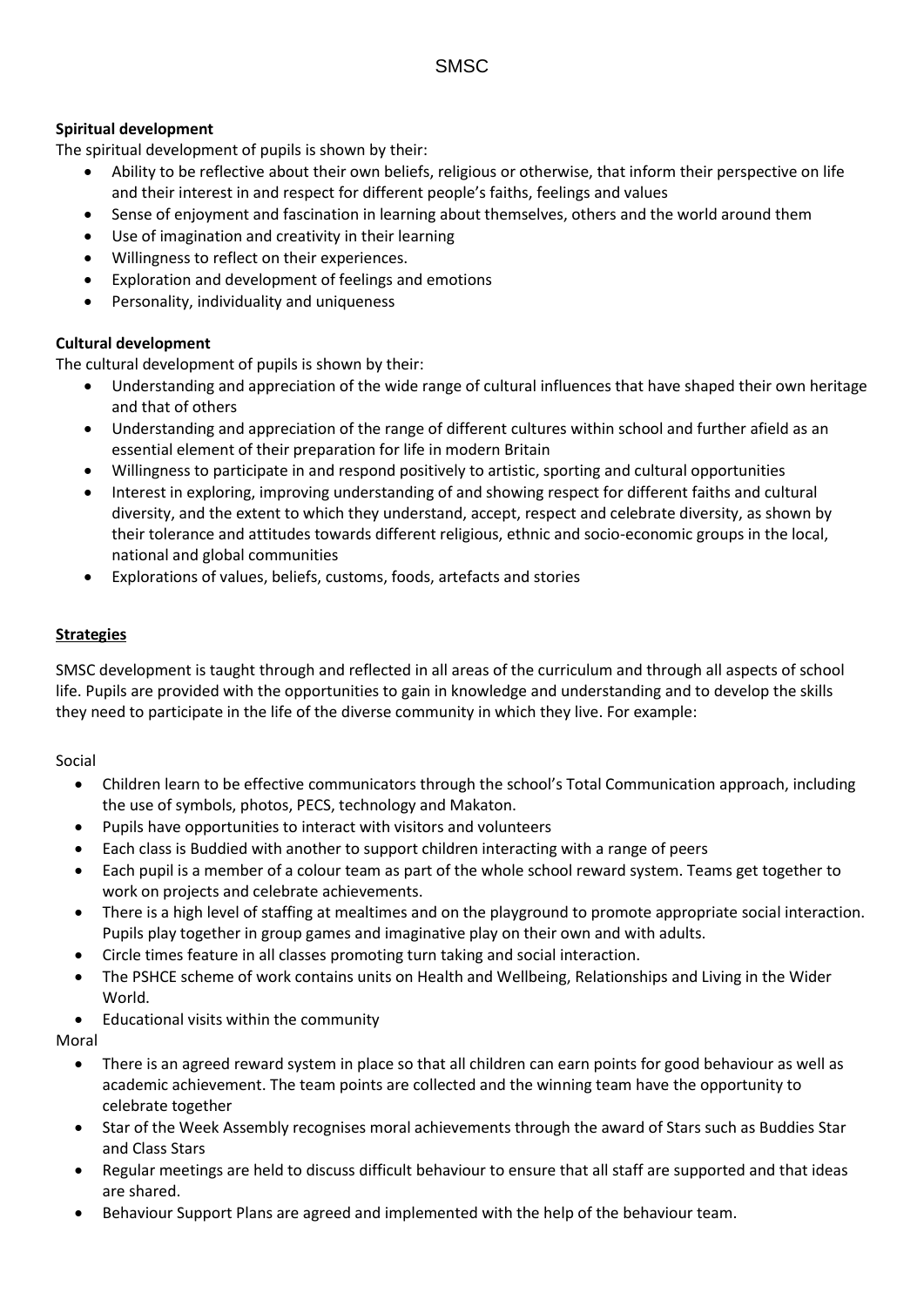SMSC

**Spiritual development**

The spiritual development of pupils is shown by their:

- Ability to be reflective about their own beliefs, religious or otherwise, that inform their perspective on life and their interest in and respect for different people's faiths, feelings and values
- Sense of enjoyment and fascination in learning about themselves, others and the world around them
- Use of imagination and creativity in their learning
- Willingness to reflect on their experiences.
- Exploration and development of feelings and emotions
- Personality, individuality and uniqueness

**Cultural development**

The cultural development of pupils is shown by their:

- Understanding and appreciation of the wide range of cultural influences that have shaped their own heritage and that of others
- Understanding and appreciation of the range of different cultures within school and further afield as an essential element of their preparation for life in modern Britain
- Willingness to participate in and respond positively to artistic, sporting and cultural opportunities
- Interest in exploring, improving understanding of and showing respect for different faiths and cultural diversity, and the extent to which they understand, accept, respect and celebrate diversity, as shown by their tolerance and attitudes towards different religious, ethnic and socio-economic groups in the local, national and global communities
- Explorations of values, beliefs, customs, foods, artefacts and stories

**Strategies**

SMSC development is taught through and reflected in all areas of the curriculum and through all aspects of school life. Pupils are provided with the opportunities to gain in knowledge and understanding and to develop the skills they need to participate in the life of the diverse community in which they live. For example:

Social

- Children learn to be effective communicators through the school's Total Communication approach, including the use of symbols, photos, PECS, technology and Makaton.
- Pupils have opportunities to interact with visitors and volunteers
- Each class is Buddied with another to support children interacting with a range of peers
- Each pupil is a member of a colour team as part of the whole school reward system. Teams get together to work on projects and celebrate achievements.
- There is a high level of staffing at mealtimes and on the playground to promote appropriate social interaction. Pupils play together in group games and imaginative play on their own and with adults.
- Circle times feature in all classes promoting turn taking and social interaction.
- The PSHCE scheme of work contains units on Health and Wellbeing, Relationships and Living in the Wider World.
- Educational visits within the community

Moral

- There is an agreed reward system in place so that all children can earn points for good behaviour as well as academic achievement. The team points are collected and the winning team have the opportunity to celebrate together
- Star of the Week Assembly recognises moral achievements through the award of Stars such as Buddies Star and Class Stars
- Regular meetings are held to discuss difficult behaviour to ensure that all staff are supported and that ideas are shared.
- Behaviour Support Plans are agreed and implemented with the help of the behaviour team.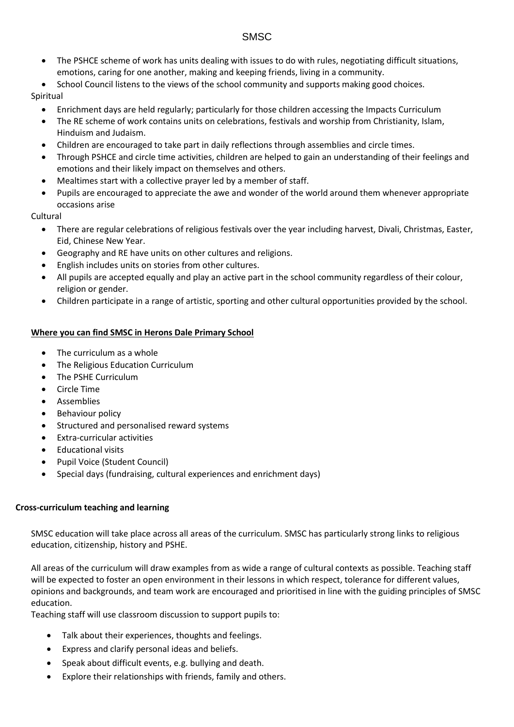- The PSHCE scheme of work has units dealing with issues to do with rules, negotiating difficult situations, emotions, caring for one another, making and keeping friends, living in a community.
- School Council listens to the views of the school community and supports making good choices.

Spiritual

- Enrichment days are held regularly; particularly for those children accessing the Impacts Curriculum
- The RE scheme of work contains units on celebrations, festivals and worship from Christianity, Islam, Hinduism and Judaism.
- Children are encouraged to take part in daily reflections through assemblies and circle times.
- Through PSHCE and circle time activities, children are helped to gain an understanding of their feelings and emotions and their likely impact on themselves and others.
- Mealtimes start with a collective prayer led by a member of staff.
- Pupils are encouraged to appreciate the awe and wonder of the world around them whenever appropriate occasions arise

Cultural

- There are regular celebrations of religious festivals over the year including harvest, Divali, Christmas, Easter, Eid, Chinese New Year.
- Geography and RE have units on other cultures and religions.
- English includes units on stories from other cultures.
- All pupils are accepted equally and play an active part in the school community regardless of their colour, religion or gender.
- Children participate in a range of artistic, sporting and other cultural opportunities provided by the school.

**Where you can find SMSC in Herons Dale Primary School**

- The curriculum as a whole
- The Religious Education Curriculum
- The PSHE Curriculum
- Circle Time
- Assemblies
- Behaviour policy
- Structured and personalised reward systems
- Extra-curricular activities
- Educational visits
- Pupil Voice (Student Council)
- Special days (fundraising, cultural experiences and enrichment days)

**Cross-curriculum teaching and learning**

SMSC education will take place across all areas of the curriculum. SMSC has particularly strong links to religious education, citizenship, history and PSHE.

All areas of the curriculum will draw examples from as wide a range of cultural contexts as possible. Teaching staff will be expected to foster an open environment in their lessons in which respect, tolerance for different values, opinions and backgrounds, and team work are encouraged and prioritised in line with the guiding principles of SMSC education.

Teaching staff will use classroom discussion to support pupils to:

- Talk about their experiences, thoughts and feelings.
- Express and clarify personal ideas and beliefs.
- Speak about difficult events, e.g. bullying and death.
- Explore their relationships with friends, family and others.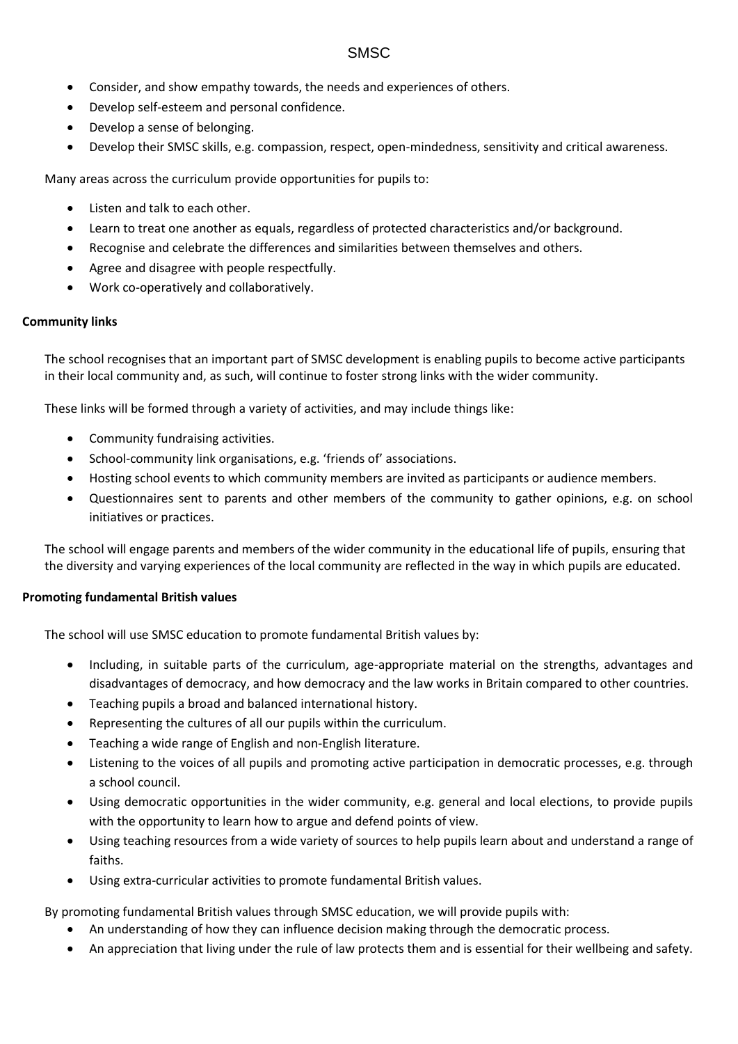- Consider, and show empathy towards, the needs and experiences of others.
- Develop self-esteem and personal confidence.
- Develop a sense of belonging.
- Develop their SMSC skills, e.g. compassion, respect, open-mindedness, sensitivity and critical awareness.

Many areas across the curriculum provide opportunities for pupils to:

- Listen and talk to each other.
- Learn to treat one another as equals, regardless of protected characteristics and/or background.
- Recognise and celebrate the differences and similarities between themselves and others.
- Agree and disagree with people respectfully.
- Work co-operatively and collaboratively.

**Community links**

The school recognises that an important part of SMSC development is enabling pupils to become active participants in their local community and, as such, will continue to foster strong links with the wider community.

These links will be formed through a variety of activities, and may include things like:

- Community fundraising activities.
- School-community link organisations, e.g. 'friends of' associations.
- Hosting school events to which community members are invited as participants or audience members.
- Questionnaires sent to parents and other members of the community to gather opinions, e.g. on school initiatives or practices.

The school will engage parents and members of the wider community in the educational life of pupils, ensuring that the diversity and varying experiences of the local community are reflected in the way in which pupils are educated.

**Promoting fundamental British values**

The school will use SMSC education to promote fundamental British values by:

- Including, in suitable parts of the curriculum, age-appropriate material on the strengths, advantages and disadvantages of democracy, and how democracy and the law works in Britain compared to other countries.
- Teaching pupils a broad and balanced international history.
- Representing the cultures of all our pupils within the curriculum.
- Teaching a wide range of English and non-English literature.
- Listening to the voices of all pupils and promoting active participation in democratic processes, e.g. through a school council.
- Using democratic opportunities in the wider community, e.g. general and local elections, to provide pupils with the opportunity to learn how to argue and defend points of view.
- Using teaching resources from a wide variety of sources to help pupils learn about and understand a range of faiths.
- Using extra-curricular activities to promote fundamental British values.

By promoting fundamental British values through SMSC education, we will provide pupils with:

- An understanding of how they can influence decision making through the democratic process.
- An appreciation that living under the rule of law protects them and is essential for their wellbeing and safety.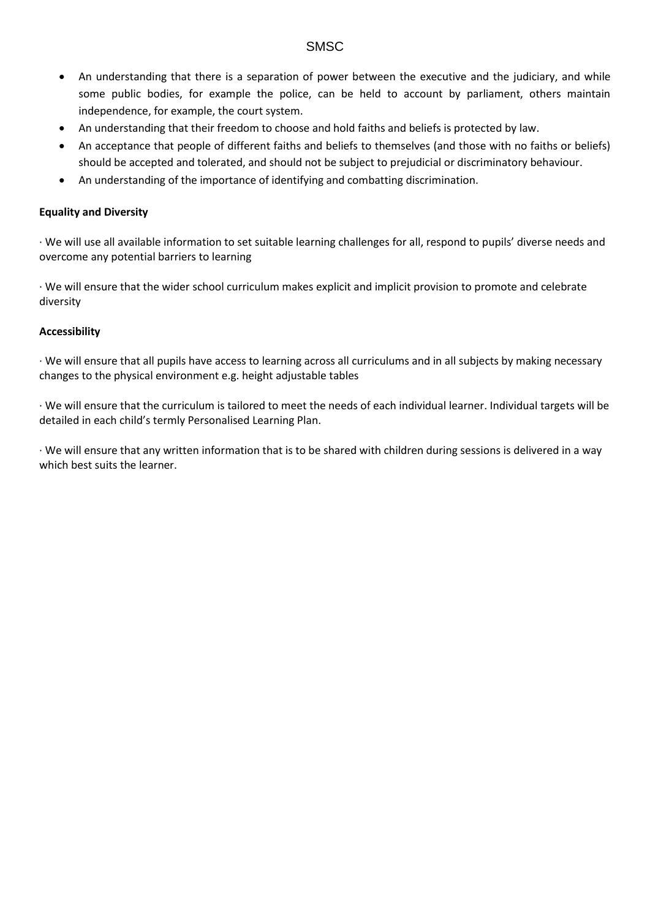- An understanding that there is a separation of power between the executive and the judiciary, and while some public bodies, for example the police, can be held to account by parliament, others maintain independence, for example, the court system.
- An understanding that their freedom to choose and hold faiths and beliefs is protected by law.
- An acceptance that people of different faiths and beliefs to themselves (and those with no faiths or beliefs) should be accepted and tolerated, and should not be subject to prejudicial or discriminatory behaviour.
- An understanding of the importance of identifying and combatting discrimination.

**Equality and Diversity**

· We will use all available information to set suitable learning challenges for all, respond to pupils' diverse needs and overcome any potential barriers to learning

· We will ensure that the wider school curriculum makes explicit and implicit provision to promote and celebrate diversity

**Accessibility**

· We will ensure that all pupils have access to learning across all curriculums and in all subjects by making necessary changes to the physical environment e.g. height adjustable tables

· We will ensure that the curriculum is tailored to meet the needs of each individual learner. Individual targets will be detailed in each child's termly Personalised Learning Plan.

· We will ensure that any written information that is to be shared with children during sessions is delivered in a way which best suits the learner.